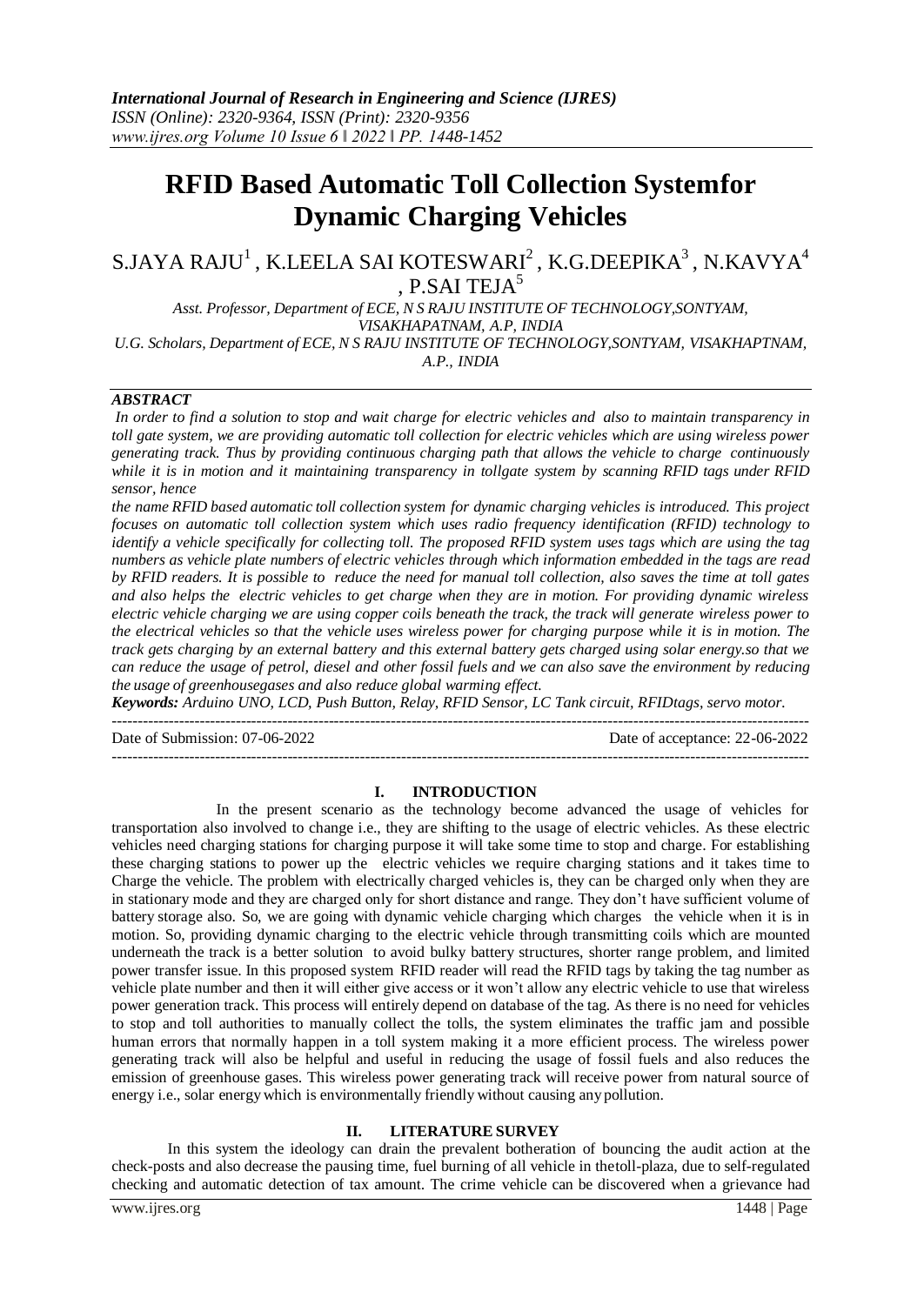# RFID Based Automatic Toll Collection Systemfor Dynamic Charging Vehicles

S.JAYA RAJU[1] , K.LEELA SAI KOTESWARI[2] , K.G.DEEPIKA[3] , N.KAVYA[4] , P.SAI TEJA[5]

*Asst. Professor, Department of ECE, N S RAJU INSTITUTE OF TECHNOLOGY,SONTYAM, VISAKHAPATNAM, A.P, INDIA*

*U.G. Scholars, Department of ECE, N S RAJU INSTITUTE OF TECHNOLOGY,SONTYAM, VISAKHAPTNAM, A.P., INDIA*

## *ABSTRACT*

*In order to find a solution to stop and wait charge for electric vehicles and also to maintain transparency in toll gate system, we are providing automatic toll collection for electric vehicles which are using wireless power generating track. Thus by providing continuous charging path that allows the vehicle to charge continuously while it is in motion and it maintaining transparency in tollgate system by scanning RFID tags under RFID sensor, hence the name RFID based automatic toll collection system for dynamic charging vehicles is introduced. This project focuses on automatic toll collection system which uses radio frequency identification (RFID) technology to identify a vehicle specifically for collecting toll. The proposed RFID system uses tags which are using the tag numbers as vehicle plate numbers of electric vehicles through which information embedded in the tags are read by RFID readers. It is possible to reduce the need for manual toll collection, also saves the time at toll gates and also helps the electric vehicles to get charge when they are in motion. For providing dynamic wireless electric vehicle charging we are using copper coils beneath the track, the track will generate wireless power to the electrical vehicles so that the vehicle uses wireless power for charging purpose while it is in motion. The track gets charging by an external battery and this external battery gets charged using solar energy.so that we can reduce the usage of petrol, diesel and other fossil fuels and we can also save the environment by reducing the usage of greenhousegases and also reduce global warming effect.*

***Keywords:*** *Arduino UNO, LCD, Push Button, Relay, RFID Sensor, LC Tank circuit, RFIDtags, servo motor.*

---

Date of Submission: 07-06-2022 Date of acceptance: 22-06-2022

---

## I. INTRODUCTION

In the present scenario as the technology become advanced the usage of vehicles for transportation also involved to change i.e., they are shifting to the usage of electric vehicles. As these electric vehicles need charging stations for charging purpose it will take some time to stop and charge. For establishing these charging stations to power up the electric vehicles we require charging stations and it takes time to Charge the vehicle. The problem with electrically charged vehicles is, they can be charged only when they are in stationary mode and they are charged only for short distance and range. They don't have sufficient volume of battery storage also. So, we are going with dynamic vehicle charging which charges the vehicle when it is in motion. So, providing dynamic charging to the electric vehicle through transmitting coils which are mounted underneath the track is a better solution to avoid bulky battery structures, shorter range problem, and limited power transfer issue. In this proposed system RFID reader will read the RFID tags by taking the tag number as vehicle plate number and then it will either give access or it won't allow any electric vehicle to use that wireless power generation track. This process will entirely depend on database of the tag. As there is no need for vehicles to stop and toll authorities to manually collect the tolls, the system eliminates the traffic jam and possible human errors that normally happen in a toll system making it a more efficient process. The wireless power generating track will also be helpful and useful in reducing the usage of fossil fuels and also reduces the emission of greenhouse gases. This wireless power generating track will receive power from natural source of energy i.e., solar energy which is environmentally friendly without causing any pollution.

## II. LITERATURE SURVEY

In this system the ideology can drain the prevalent botheration of bouncing the audit action at the check-posts and also decrease the pausing time, fuel burning of all vehicle in thetoll-plaza, due to self-regulated checking and automatic detection of tax amount. The crime vehicle can be discovered when a grievance had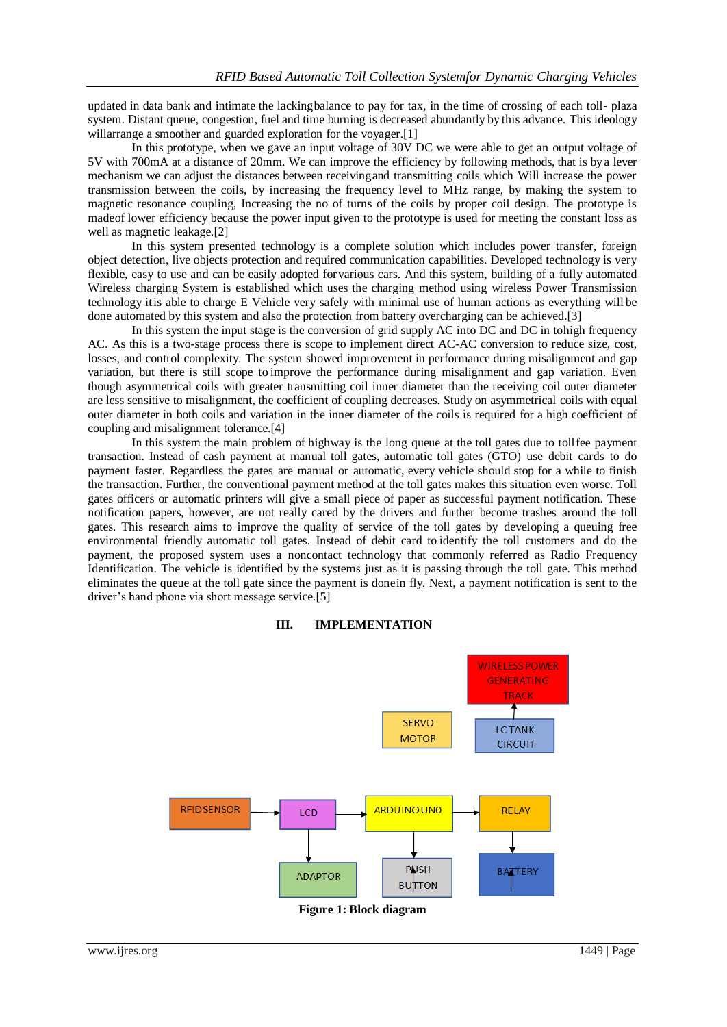updated in data bank and intimate the lackingbalance to pay for tax, in the time of crossing of each toll- plaza system. Distant queue, congestion, fuel and time burning is decreased abundantly by this advance. This ideology willarrange a smoother and guarded exploration for the voyager.[1]

In this prototype, when we gave an input voltage of 30V DC we were able to get an output voltage of 5V with 700mA at a distance of 20mm. We can improve the efficiency by following methods, that is bya lever mechanism we can adjust the distances between receivingand transmitting coils which Will increase the power transmission between the coils, by increasing the frequency level to MHz range, by making the system to magnetic resonance coupling, Increasing the no of turns of the coils by proper coil design. The prototype is madeof lower efficiency because the power input given to the prototype is used for meeting the constant loss as well as magnetic leakage.[2]

In this system presented technology is a complete solution which includes power transfer, foreign object detection, live objects protection and required communication capabilities. Developed technology is very flexible, easy to use and can be easily adopted forvarious cars. And this system, building of a fully automated Wireless charging System is established which uses the charging method using wireless Power Transmission technology itis able to charge E Vehicle very safely with minimal use of human actions as everything will be done automated by this system and also the protection from battery overcharging can be achieved.[3]

In this system the input stage is the conversion of grid supply AC into DC and DC in tohigh frequency AC. As this is a two-stage process there is scope to implement direct AC-AC conversion to reduce size, cost, losses, and control complexity. The system showed improvement in performance during misalignment and gap variation, but there is still scope to improve the performance during misalignment and gap variation. Even though asymmetrical coils with greater transmitting coil inner diameter than the receiving coil outer diameter are less sensitive to misalignment, the coefficient of coupling decreases. Study on asymmetrical coils with equal outer diameter in both coils and variation in the inner diameter of the coils is required for a high coefficient of coupling and misalignment tolerance.[4]

In this system the main problem of highway is the long queue at the toll gates due to tollfee payment transaction. Instead of cash payment at manual toll gates, automatic toll gates (GTO) use debit cards to do payment faster. Regardless the gates are manual or automatic, every vehicle should stop for a while to finish the transaction. Further, the conventional payment method at the toll gates makes this situation even worse. Toll gates officers or automatic printers will give a small piece of paper as successful payment notification. These notification papers, however, are not really cared by the drivers and further become trashes around the toll gates. This research aims to improve the quality of service of the toll gates by developing a queuing free environmental friendly automatic toll gates. Instead of debit card to identify the toll customers and do the payment, the proposed system uses a noncontact technology that commonly referred as Radio Frequency Identification. The vehicle is identified by the systems just as it is passing through the toll gate. This method eliminates the queue at the toll gate since the payment is donein fly. Next, a payment notification is sent to the driver's hand phone via short message service.[5]

## III. IMPLEMENTATION

**Figure 1: Block diagram**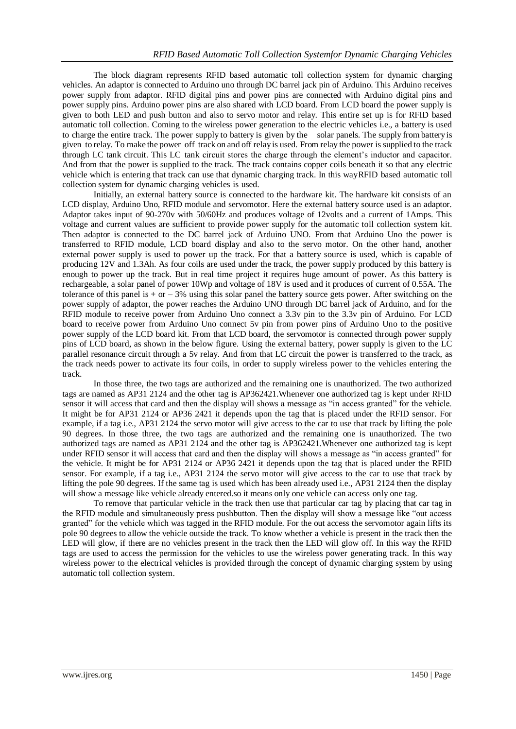The block diagram represents RFID based automatic toll collection system for dynamic charging vehicles. An adaptor is connected to Arduino uno through DC barrel jack pin of Arduino. This Arduino receives power supply from adaptor. RFID digital pins and power pins are connected with Arduino digital pins and power supply pins. Arduino power pins are also shared with LCD board. From LCD board the power supply is given to both LED and push button and also to servo motor and relay. This entire set up is for RFID based automatic toll collection. Coming to the wireless power generation to the electric vehicles i.e., a battery is used to charge the entire track. The power supply to battery is given by the solar panels. The supply from battery is given to relay. To make the power off track on and off relay is used. From relay the power is supplied to the track through LC tank circuit. This LC tank circuit stores the charge through the element's inductor and capacitor. And from that the power is supplied to the track. The track contains copper coils beneath it so that any electric vehicle which is entering that track can use that dynamic charging track. In this wayRFID based automatic toll collection system for dynamic charging vehicles is used.

Initially, an external battery source is connected to the hardware kit. The hardware kit consists of an LCD display, Arduino Uno, RFID module and servomotor. Here the external battery source used is an adaptor. Adaptor takes input of 90-270v with 50/60Hz and produces voltage of 12volts and a current of 1Amps. This voltage and current values are sufficient to provide power supply for the automatic toll collection system kit. Then adaptor is connected to the DC barrel jack of Arduino UNO. From that Arduino Uno the power is transferred to RFID module, LCD board display and also to the servo motor. On the other hand, another external power supply is used to power up the track. For that a battery source is used, which is capable of producing 12V and 1.3Ah. As four coils are used under the track, the power supply produced by this battery is enough to power up the track. But in real time project it requires huge amount of power. As this battery is rechargeable, a solar panel of power 10Wp and voltage of 18V is used and it produces of current of 0.55A. The tolerance of this panel is + or – 3% using this solar panel the battery source gets power. After switching on the power supply of adaptor, the power reaches the Arduino UNO through DC barrel jack of Arduino, and for the RFID module to receive power from Arduino Uno connect a 3.3v pin to the 3.3v pin of Arduino. For LCD board to receive power from Arduino Uno connect 5v pin from power pins of Arduino Uno to the positive power supply of the LCD board kit. From that LCD board, the servomotor is connected through power supply pins of LCD board, as shown in the below figure. Using the external battery, power supply is given to the LC parallel resonance circuit through a 5v relay. And from that LC circuit the power is transferred to the track, as the track needs power to activate its four coils, in order to supply wireless power to the vehicles entering the track.

In those three, the two tags are authorized and the remaining one is unauthorized. The two authorized tags are named as AP31 2124 and the other tag is AP362421.Whenever one authorized tag is kept under RFID sensor it will access that card and then the display will shows a message as "in access granted" for the vehicle. It might be for AP31 2124 or AP36 2421 it depends upon the tag that is placed under the RFID sensor. For example, if a tag i.e., AP31 2124 the servo motor will give access to the car to use that track by lifting the pole 90 degrees. In those three, the two tags are authorized and the remaining one is unauthorized. The two authorized tags are named as AP31 2124 and the other tag is AP362421.Whenever one authorized tag is kept under RFID sensor it will access that card and then the display will shows a message as "in access granted" for the vehicle. It might be for AP31 2124 or AP36 2421 it depends upon the tag that is placed under the RFID sensor. For example, if a tag i.e., AP31 2124 the servo motor will give access to the car to use that track by lifting the pole 90 degrees. If the same tag is used which has been already used i.e., AP31 2124 then the display will show a message like vehicle already entered.so it means only one vehicle can access only one tag.

To remove that particular vehicle in the track then use that particular car tag by placing that car tag in the RFID module and simultaneously press pushbutton. Then the display will show a message like "out access granted" for the vehicle which was tagged in the RFID module. For the out access the servomotor again lifts its pole 90 degrees to allow the vehicle outside the track. To know whether a vehicle is present in the track then the LED will glow, if there are no vehicles present in the track then the LED will glow off. In this way the RFID tags are used to access the permission for the vehicles to use the wireless power generating track. In this way wireless power to the electrical vehicles is provided through the concept of dynamic charging system by using automatic toll collection system.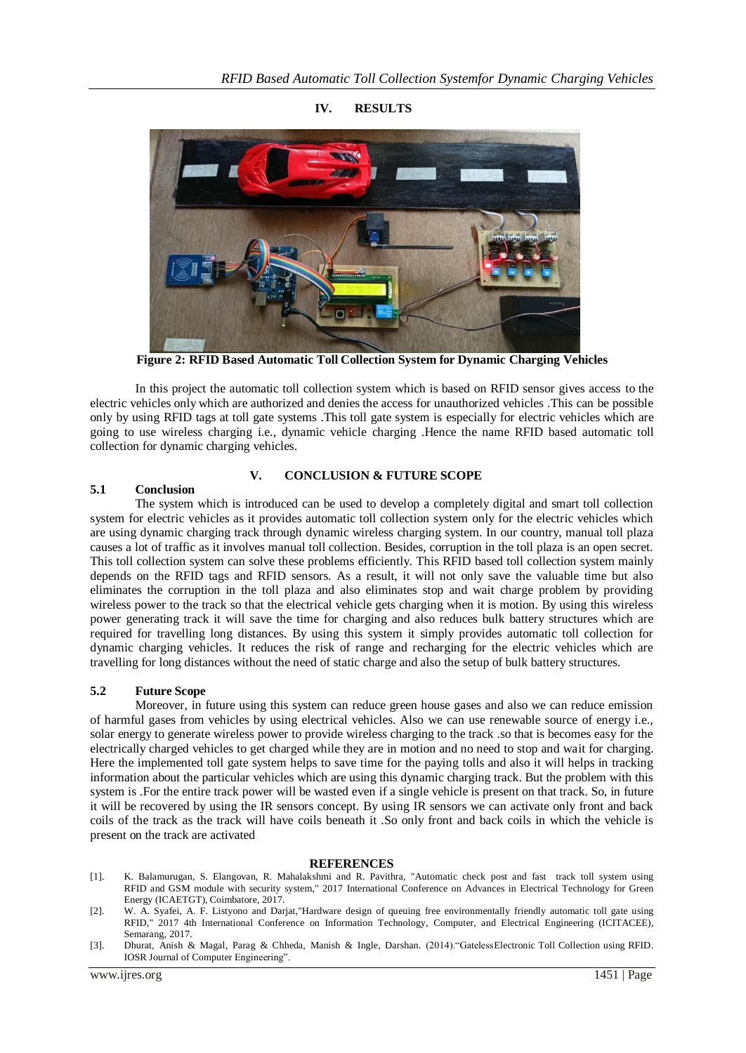## IV. RESULTS

**Figure 2: RFID Based Automatic Toll Collection System for Dynamic Charging Vehicles**

In this project the automatic toll collection system which is based on RFID sensor gives access to the electric vehicles only which are authorized and denies the access for unauthorized vehicles .This can be possible only by using RFID tags at toll gate systems .This toll gate system is especially for electric vehicles which are going to use wireless charging i.e., dynamic vehicle charging .Hence the name RFID based automatic toll collection for dynamic charging vehicles.

## V. CONCLUSION & FUTURE SCOPE

### 5.1 Conclusion

The system which is introduced can be used to develop a completely digital and smart toll collection system for electric vehicles as it provides automatic toll collection system only for the electric vehicles which are using dynamic charging track through dynamic wireless charging system. In our country, manual toll plaza causes a lot of traffic as it involves manual toll collection. Besides, corruption in the toll plaza is an open secret. This toll collection system can solve these problems efficiently. This RFID based toll collection system mainly depends on the RFID tags and RFID sensors. As a result, it will not only save the valuable time but also eliminates the corruption in the toll plaza and also eliminates stop and wait charge problem by providing wireless power to the track so that the electrical vehicle gets charging when it is motion. By using this wireless power generating track it will save the time for charging and also reduces bulk battery structures which are required for travelling long distances. By using this system it simply provides automatic toll collection for dynamic charging vehicles. It reduces the risk of range and recharging for the electric vehicles which are travelling for long distances without the need of static charge and also the setup of bulk battery structures.

### 5.2 Future Scope

Moreover, in future using this system can reduce green house gases and also we can reduce emission of harmful gases from vehicles by using electrical vehicles. Also we can use renewable source of energy i.e., solar energy to generate wireless power to provide wireless charging to the track .so that is becomes easy for the electrically charged vehicles to get charged while they are in motion and no need to stop and wait for charging. Here the implemented toll gate system helps to save time for the paying tolls and also it will helps in tracking information about the particular vehicles which are using this dynamic charging track. But the problem with this system is .For the entire track power will be wasted even if a single vehicle is present on that track. So, in future it will be recovered by using the IR sensors concept. By using IR sensors we can activate only front and back coils of the track as the track will have coils beneath it .So only front and back coils in which the vehicle is present on the track are activated

## REFERENCES

[1]. K. Balamurugan, S. Elangovan, R. Mahalakshmi and R. Pavithra, "Automatic check post and fast track toll system using RFID and GSM module with security system," 2017 International Conference on Advances in Electrical Technology for Green Energy (ICAETGT), Coimbatore, 2017.

[2]. W. A. Syafei, A. F. Listyono and Darjat,"Hardware design of queuing free environmentally friendly automatic toll gate using RFID," 2017 4th International Conference on Information Technology, Computer, and Electrical Engineering (ICITACEE), Semarang, 2017.

[3]. Dhurat, Anish & Magal, Parag & Chheda, Manish & Ingle, Darshan. (2014)."GatelessElectronic Toll Collection using RFID. IOSR Journal of Computer Engineering".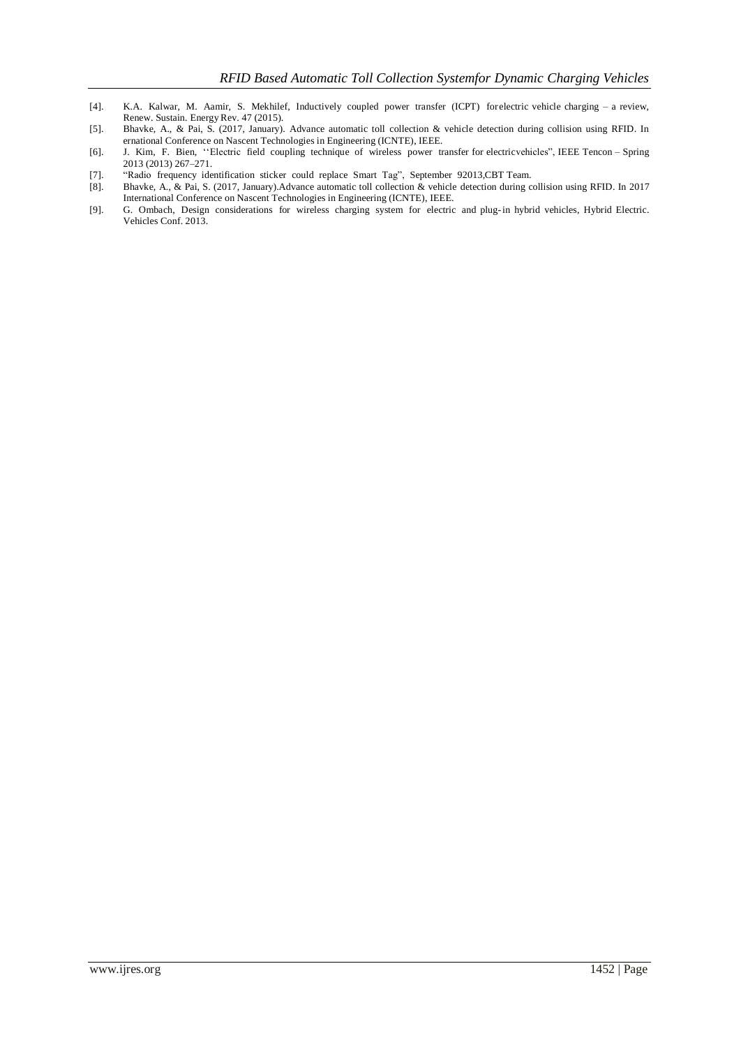[4]. K.A. Kalwar, M. Aamir, S. Mekhilef, Inductively coupled power transfer (ICPT) forelectric vehicle charging – a review, Renew. Sustain. Energy Rev. 47 (2015).

[5]. Bhavke, A., & Pai, S. (2017, January). Advance automatic toll collection & vehicle detection during collision using RFID. In ernational Conference on Nascent Technologies in Engineering (ICNTE), IEEE.

[6]. J. Kim, F. Bien, ''Electric field coupling technique of wireless power transfer for electricvehicles", IEEE Tencon – Spring 2013 (2013) 267–271.

[7]. "Radio frequency identification sticker could replace Smart Tag", September 92013,CBT Team.

[8]. Bhavke, A., & Pai, S. (2017, January).Advance automatic toll collection & vehicle detection during collision using RFID. In 2017 International Conference on Nascent Technologies in Engineering (ICNTE), IEEE.

[9]. G. Ombach, Design considerations for wireless charging system for electric and plug-in hybrid vehicles, Hybrid Electric. Vehicles Conf. 2013.